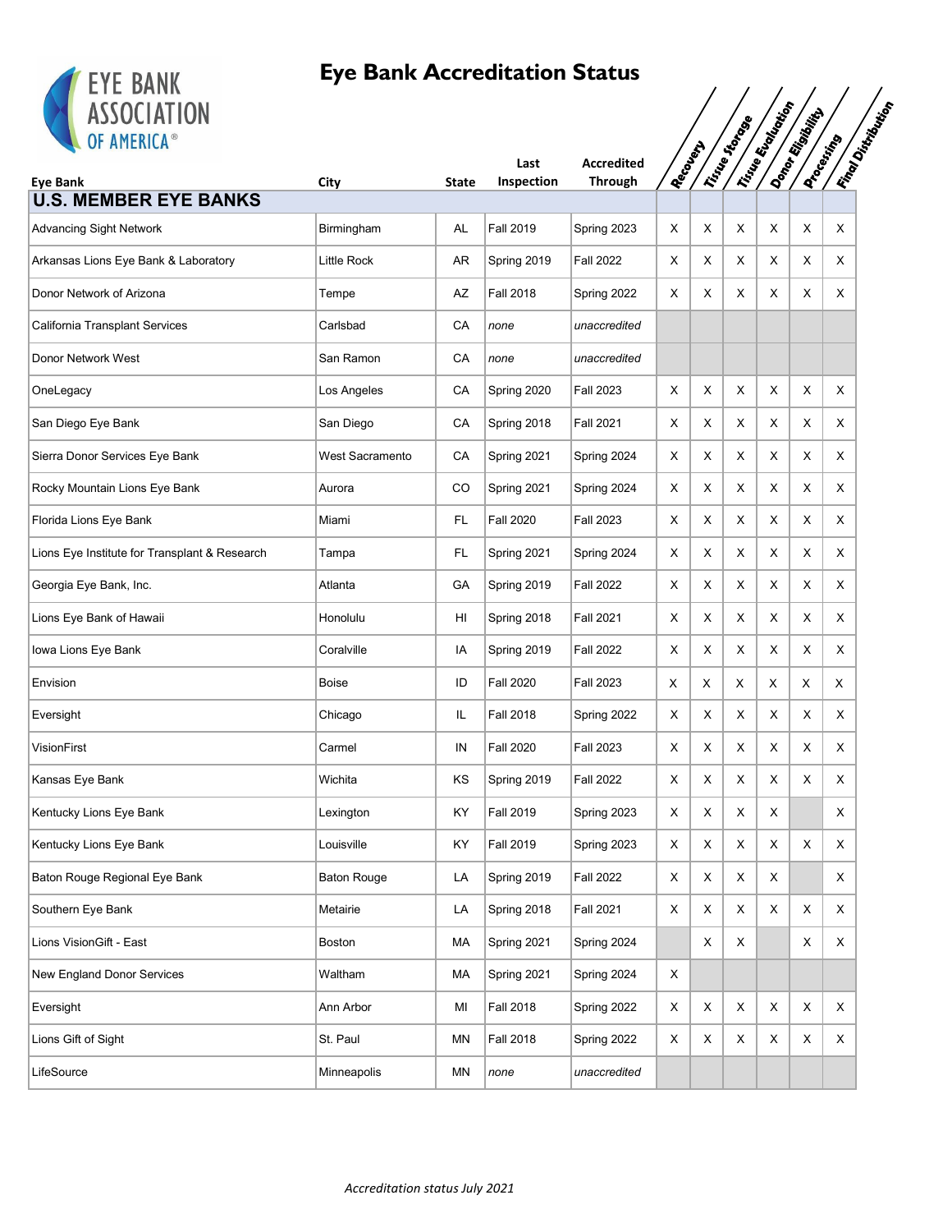# Eye Bank Accreditation Status

EYE BANK ASSOCIATION OF AMERICA®

| Eye Bank | City | State | Last Inspection | Accredited Through | Recovery | Tissue Storage | Tissue Evaluation | Donor Eligibility | Processing | Final Distribution |
|---|---|---|---|---|---|---|---|---|---|---|
| **U.S. MEMBER EYE BANKS** | | | | | | | | | | |
| Advancing Sight Network | Birmingham | AL | Fall 2019 | Spring 2023 | X | X | X | X | X | X |
| Arkansas Lions Eye Bank & Laboratory | Little Rock | AR | Spring 2019 | Fall 2022 | X | X | X | X | X | X |
| Donor Network of Arizona | Tempe | AZ | Fall 2018 | Spring 2022 | X | X | X | X | X | X |
| California Transplant Services | Carlsbad | CA | *none* | *unaccredited* | | | | | | |
| Donor Network West | San Ramon | CA | *none* | *unaccredited* | | | | | | |
| OneLegacy | Los Angeles | CA | Spring 2020 | Fall 2023 | X | X | X | X | X | X |
| San Diego Eye Bank | San Diego | CA | Spring 2018 | Fall 2021 | X | X | X | X | X | X |
| Sierra Donor Services Eye Bank | West Sacramento | CA | Spring 2021 | Spring 2024 | X | X | X | X | X | X |
| Rocky Mountain Lions Eye Bank | Aurora | CO | Spring 2021 | Spring 2024 | X | X | X | X | X | X |
| Florida Lions Eye Bank | Miami | FL | Fall 2020 | Fall 2023 | X | X | X | X | X | X |
| Lions Eye Institute for Transplant & Research | Tampa | FL | Spring 2021 | Spring 2024 | X | X | X | X | X | X |
| Georgia Eye Bank, Inc. | Atlanta | GA | Spring 2019 | Fall 2022 | X | X | X | X | X | X |
| Lions Eye Bank of Hawaii | Honolulu | HI | Spring 2018 | Fall 2021 | X | X | X | X | X | X |
| Iowa Lions Eye Bank | Coralville | IA | Spring 2019 | Fall 2022 | X | X | X | X | X | X |
| Envision | Boise | ID | Fall 2020 | Fall 2023 | X | X | X | X | X | X |
| Eversight | Chicago | IL | Fall 2018 | Spring 2022 | X | X | X | X | X | X |
| VisionFirst | Carmel | IN | Fall 2020 | Fall 2023 | X | X | X | X | X | X |
| Kansas Eye Bank | Wichita | KS | Spring 2019 | Fall 2022 | X | X | X | X | X | X |
| Kentucky Lions Eye Bank | Lexington | KY | Fall 2019 | Spring 2023 | X | X | X | X | | X |
| Kentucky Lions Eye Bank | Louisville | KY | Fall 2019 | Spring 2023 | X | X | X | X | X | X |
| Baton Rouge Regional Eye Bank | Baton Rouge | LA | Spring 2019 | Fall 2022 | X | X | X | X | | X |
| Southern Eye Bank | Metairie | LA | Spring 2018 | Fall 2021 | X | X | X | X | X | X |
| Lions VisionGift - East | Boston | MA | Spring 2021 | Spring 2024 | | X | X | | X | X |
| New England Donor Services | Waltham | MA | Spring 2021 | Spring 2024 | X | | | | | |
| Eversight | Ann Arbor | MI | Fall 2018 | Spring 2022 | X | X | X | X | X | X |
| Lions Gift of Sight | St. Paul | MN | Fall 2018 | Spring 2022 | X | X | X | X | X | X |
| LifeSource | Minneapolis | MN | *none* | *unaccredited* | | | | | | |

*Accreditation status July 2021*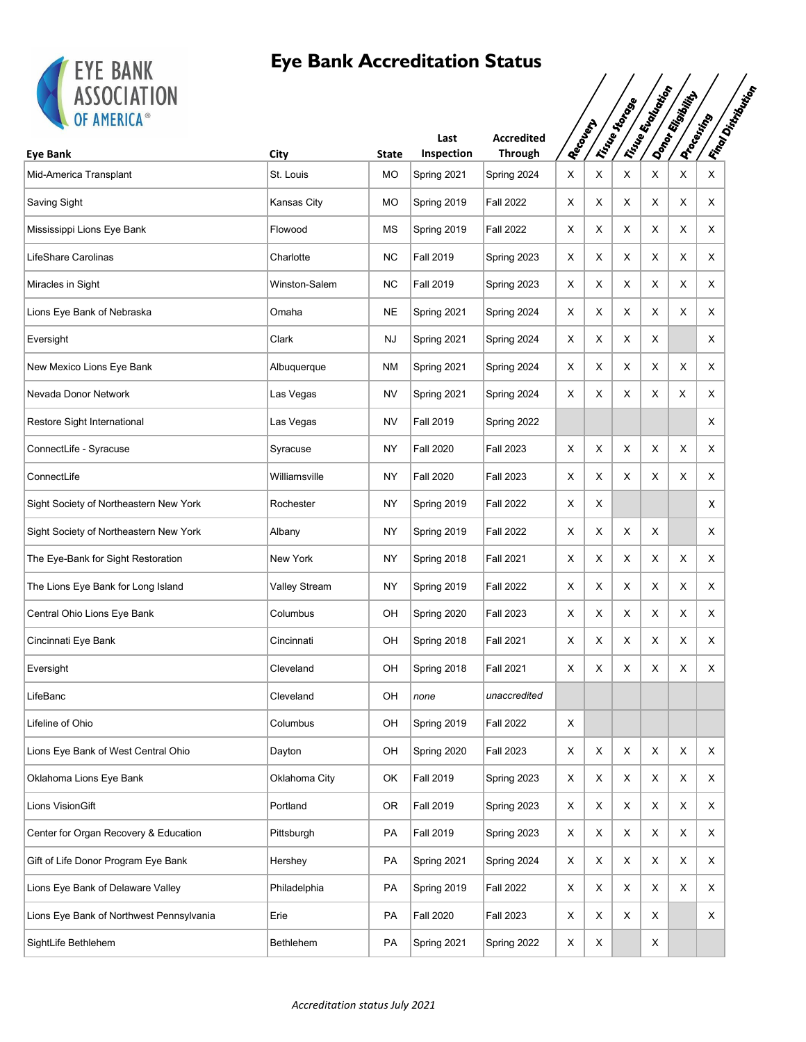# Eye Bank Accreditation Status

| Eye Bank | City | State | Last Inspection | Accredited Through | Recovery | Tissue Storage | Tissue Evaluation | Donor Eligibility | Processing | Final Distribution |
|---|---|---|---|---|---|---|---|---|---|---|
| Mid-America Transplant | St. Louis | MO | Spring 2021 | Spring 2024 | X | X | X | X | X | X |
| Saving Sight | Kansas City | MO | Spring 2019 | Fall 2022 | X | X | X | X | X | X |
| Mississippi Lions Eye Bank | Flowood | MS | Spring 2019 | Fall 2022 | X | X | X | X | X | X |
| LifeShare Carolinas | Charlotte | NC | Fall 2019 | Spring 2023 | X | X | X | X | X | X |
| Miracles in Sight | Winston-Salem | NC | Fall 2019 | Spring 2023 | X | X | X | X | X | X |
| Lions Eye Bank of Nebraska | Omaha | NE | Spring 2021 | Spring 2024 | X | X | X | X | X | X |
| Eversight | Clark | NJ | Spring 2021 | Spring 2024 | X | X | X | X | | X |
| New Mexico Lions Eye Bank | Albuquerque | NM | Spring 2021 | Spring 2024 | X | X | X | X | X | X |
| Nevada Donor Network | Las Vegas | NV | Spring 2021 | Spring 2024 | X | X | X | X | X | X |
| Restore Sight International | Las Vegas | NV | Fall 2019 | Spring 2022 | | | | | | X |
| ConnectLife - Syracuse | Syracuse | NY | Fall 2020 | Fall 2023 | X | X | X | X | X | X |
| ConnectLife | Williamsville | NY | Fall 2020 | Fall 2023 | X | X | X | X | X | X |
| Sight Society of Northeastern New York | Rochester | NY | Spring 2019 | Fall 2022 | X | X | | | | X |
| Sight Society of Northeastern New York | Albany | NY | Spring 2019 | Fall 2022 | X | X | X | X | | X |
| The Eye-Bank for Sight Restoration | New York | NY | Spring 2018 | Fall 2021 | X | X | X | X | X | X |
| The Lions Eye Bank for Long Island | Valley Stream | NY | Spring 2019 | Fall 2022 | X | X | X | X | X | X |
| Central Ohio Lions Eye Bank | Columbus | OH | Spring 2020 | Fall 2023 | X | X | X | X | X | X |
| Cincinnati Eye Bank | Cincinnati | OH | Spring 2018 | Fall 2021 | X | X | X | X | X | X |
| Eversight | Cleveland | OH | Spring 2018 | Fall 2021 | X | X | X | X | X | X |
| LifeBanc | Cleveland | OH | *none* | *unaccredited* | | | | | | |
| Lifeline of Ohio | Columbus | OH | Spring 2019 | Fall 2022 | X | | | | | |
| Lions Eye Bank of West Central Ohio | Dayton | OH | Spring 2020 | Fall 2023 | X | X | X | X | X | X |
| Oklahoma Lions Eye Bank | Oklahoma City | OK | Fall 2019 | Spring 2023 | X | X | X | X | X | X |
| Lions VisionGift | Portland | OR | Fall 2019 | Spring 2023 | X | X | X | X | X | X |
| Center for Organ Recovery & Education | Pittsburgh | PA | Fall 2019 | Spring 2023 | X | X | X | X | X | X |
| Gift of Life Donor Program Eye Bank | Hershey | PA | Spring 2021 | Spring 2024 | X | X | X | X | X | X |
| Lions Eye Bank of Delaware Valley | Philadelphia | PA | Spring 2019 | Fall 2022 | X | X | X | X | X | X |
| Lions Eye Bank of Northwest Pennsylvania | Erie | PA | Fall 2020 | Fall 2023 | X | X | X | X | | X |
| SightLife Bethlehem | Bethlehem | PA | Spring 2021 | Spring 2022 | X | X | | X | | |

*Accreditation status July 2021*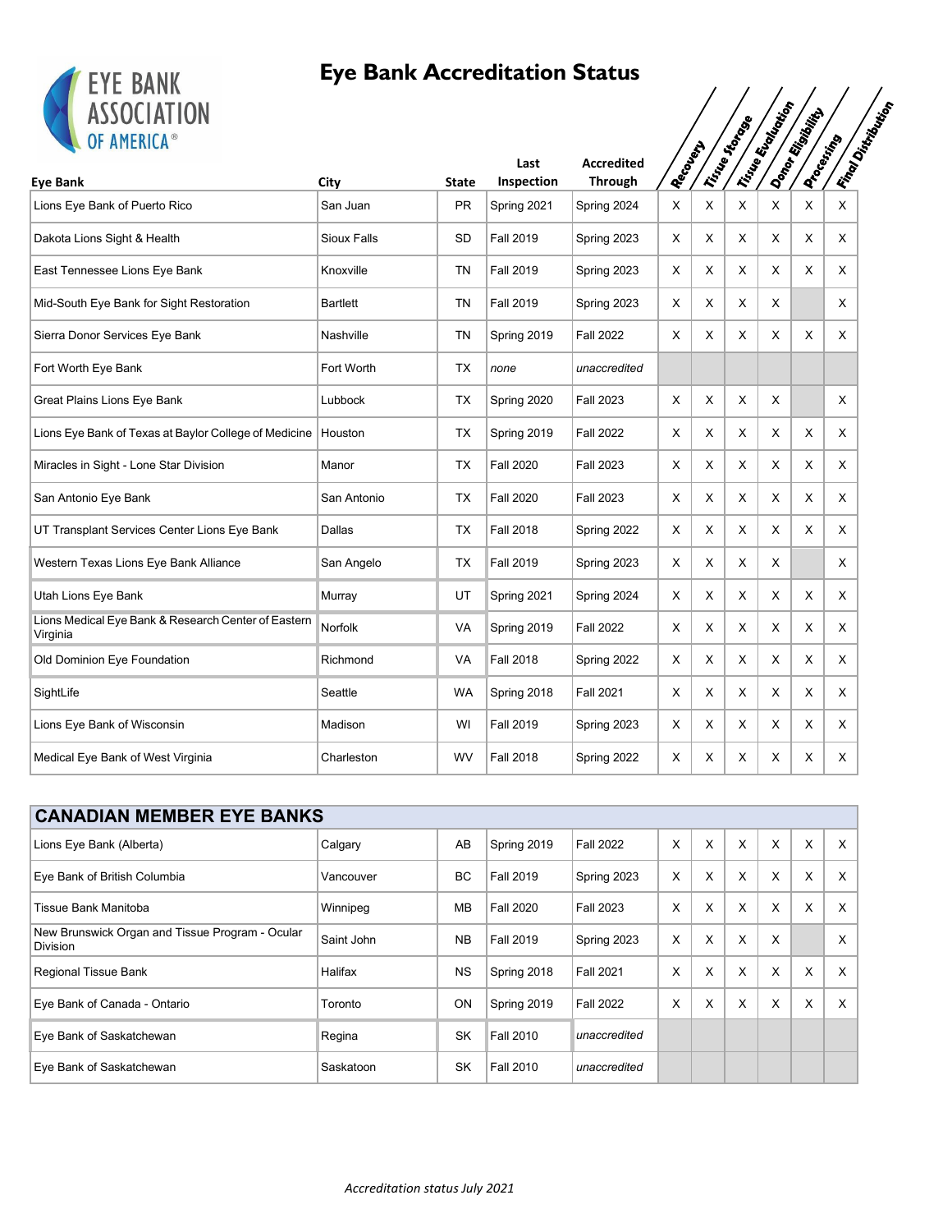# Eye Bank Accreditation Status

| Eye Bank | City | State | Last Inspection | Accredited Through | Recovery | Tissue Storage | Tissue Evaluation | Donor Eligibility | Processing | Final Distribution |
|---|---|---|---|---|---|---|---|---|---|---|
| Lions Eye Bank of Puerto Rico | San Juan | PR | Spring 2021 | Spring 2024 | X | X | X | X | X | X |
| Dakota Lions Sight & Health | Sioux Falls | SD | Fall 2019 | Spring 2023 | X | X | X | X | X | X |
| East Tennessee Lions Eye Bank | Knoxville | TN | Fall 2019 | Spring 2023 | X | X | X | X | X | X |
| Mid-South Eye Bank for Sight Restoration | Bartlett | TN | Fall 2019 | Spring 2023 | X | X | X | X | | X |
| Sierra Donor Services Eye Bank | Nashville | TN | Spring 2019 | Fall 2022 | X | X | X | X | X | X |
| Fort Worth Eye Bank | Fort Worth | TX | *none* | *unaccredited* | | | | | | |
| Great Plains Lions Eye Bank | Lubbock | TX | Spring 2020 | Fall 2023 | X | X | X | X | | X |
| Lions Eye Bank of Texas at Baylor College of Medicine | Houston | TX | Spring 2019 | Fall 2022 | X | X | X | X | X | X |
| Miracles in Sight - Lone Star Division | Manor | TX | Fall 2020 | Fall 2023 | X | X | X | X | X | X |
| San Antonio Eye Bank | San Antonio | TX | Fall 2020 | Fall 2023 | X | X | X | X | X | X |
| UT Transplant Services Center Lions Eye Bank | Dallas | TX | Fall 2018 | Spring 2022 | X | X | X | X | X | X |
| Western Texas Lions Eye Bank Alliance | San Angelo | TX | Fall 2019 | Spring 2023 | X | X | X | X | | X |
| Utah Lions Eye Bank | Murray | UT | Spring 2021 | Spring 2024 | X | X | X | X | X | X |
| Lions Medical Eye Bank & Research Center of Eastern Virginia | Norfolk | VA | Spring 2019 | Fall 2022 | X | X | X | X | X | X |
| Old Dominion Eye Foundation | Richmond | VA | Fall 2018 | Spring 2022 | X | X | X | X | X | X |
| SightLife | Seattle | WA | Spring 2018 | Fall 2021 | X | X | X | X | X | X |
| Lions Eye Bank of Wisconsin | Madison | WI | Fall 2019 | Spring 2023 | X | X | X | X | X | X |
| Medical Eye Bank of West Virginia | Charleston | WV | Fall 2018 | Spring 2022 | X | X | X | X | X | X |

| CANADIAN MEMBER EYE BANKS | | | | | | | | | | |
|---|---|---|---|---|---|---|---|---|---|---|
| Lions Eye Bank (Alberta) | Calgary | AB | Spring 2019 | Fall 2022 | X | X | X | X | X | X |
| Eye Bank of British Columbia | Vancouver | BC | Fall 2019 | Spring 2023 | X | X | X | X | X | X |
| Tissue Bank Manitoba | Winnipeg | MB | Fall 2020 | Fall 2023 | X | X | X | X | X | X |
| New Brunswick Organ and Tissue Program - Ocular Division | Saint John | NB | Fall 2019 | Spring 2023 | X | X | X | X | | X |
| Regional Tissue Bank | Halifax | NS | Spring 2018 | Fall 2021 | X | X | X | X | X | X |
| Eye Bank of Canada - Ontario | Toronto | ON | Spring 2019 | Fall 2022 | X | X | X | X | X | X |
| Eye Bank of Saskatchewan | Regina | SK | Fall 2010 | *unaccredited* | | | | | | |
| Eye Bank of Saskatchewan | Saskatoon | SK | Fall 2010 | *unaccredited* | | | | | | |

*Accreditation status July 2021*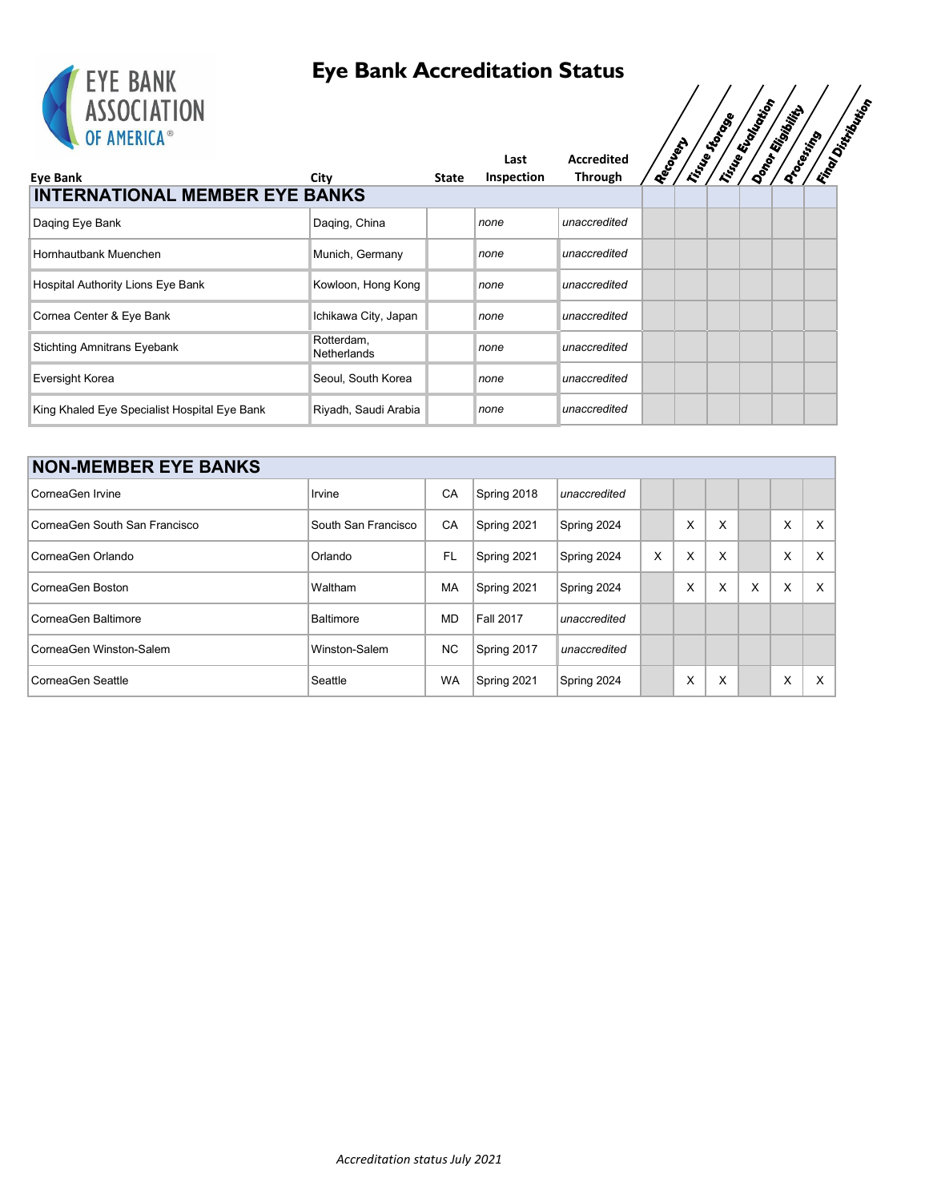# Eye Bank Accreditation Status

| Eye Bank | City | State | Last Inspection | Accredited Through | Recovery | Tissue Storage | Tissue Evaluation | Donor Eligibility | Processing | Final Distribution |
|---|---|---|---|---|---|---|---|---|---|---|
| **INTERNATIONAL MEMBER EYE BANKS** | | | | | | | | | | |
| Daqing Eye Bank | Daqing, China | | *none* | *unaccredited* | | | | | | |
| Hornhautbank Muenchen | Munich, Germany | | *none* | *unaccredited* | | | | | | |
| Hospital Authority Lions Eye Bank | Kowloon, Hong Kong | | *none* | *unaccredited* | | | | | | |
| Cornea Center & Eye Bank | Ichikawa City, Japan | | *none* | *unaccredited* | | | | | | |
| Stichting Amnitrans Eyebank | Rotterdam, Netherlands | | *none* | *unaccredited* | | | | | | |
| Eversight Korea | Seoul, South Korea | | *none* | *unaccredited* | | | | | | |
| King Khaled Eye Specialist Hospital Eye Bank | Riyadh, Saudi Arabia | | *none* | *unaccredited* | | | | | | |

| Eye Bank | City | State | Last Inspection | Accredited Through | Recovery | Tissue Storage | Tissue Evaluation | Donor Eligibility | Processing | Final Distribution |
|---|---|---|---|---|---|---|---|---|---|---|
| **NON-MEMBER EYE BANKS** | | | | | | | | | | |
| CorneaGen Irvine | Irvine | CA | Spring 2018 | *unaccredited* | | | | | | |
| CorneaGen South San Francisco | South San Francisco | CA | Spring 2021 | Spring 2024 | | X | X | | X | X |
| CorneaGen Orlando | Orlando | FL | Spring 2021 | Spring 2024 | X | X | X | | X | X |
| CorneaGen Boston | Waltham | MA | Spring 2021 | Spring 2024 | | X | X | X | X | X |
| CorneaGen Baltimore | Baltimore | MD | Fall 2017 | *unaccredited* | | | | | | |
| CorneaGen Winston-Salem | Winston-Salem | NC | Spring 2017 | *unaccredited* | | | | | | |
| CorneaGen Seattle | Seattle | WA | Spring 2021 | Spring 2024 | | X | X | | X | X |

*Accreditation status July 2021*